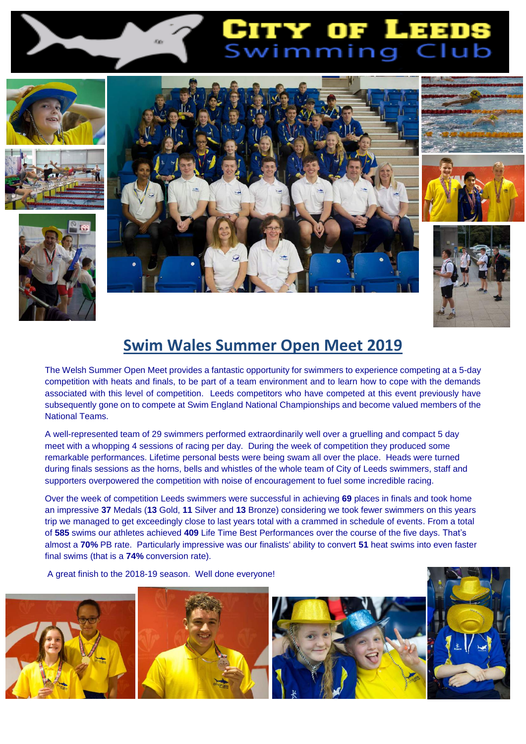# City of Leeds Swimming Club

## Swim Wales Summer Open Meet 2019

The Welsh Summer Open Meet provides a fantastic opportunity for swimmers to experience competing at a 5-day competition with heats and finals, to be part of a team environment and to learn how to cope with the demands associated with this level of competition. Leeds competitors who have competed at this event previously have subsequently gone on to compete at Swim England National Championships and become valued members of the National Teams.

A well-represented team of 29 swimmers performed extraordinarily well over a gruelling and compact 5 day meet with a whopping 4 sessions of racing per day. During the week of competition they produced some remarkable performances. Lifetime personal bests were being swam all over the place. Heads were turned during finals sessions as the horns, bells and whistles of the whole team of City of Leeds swimmers, staff and supporters overpowered the competition with noise of encouragement to fuel some incredible racing.

Over the week of competition Leeds swimmers were successful in achieving **69** places in finals and took home an impressive **37** Medals (**13** Gold, **11** Silver and **13** Bronze) considering we took fewer swimmers on this years trip we managed to get exceedingly close to last years total with a crammed in schedule of events. From a total of **585** swims our athletes achieved **409** Life Time Best Performances over the course of the five days. That's almost a **70%** PB rate. Particularly impressive was our finalists' ability to convert **51** heat swims into even faster final swims (that is a **74%** conversion rate).

A great finish to the 2018-19 season. Well done everyone!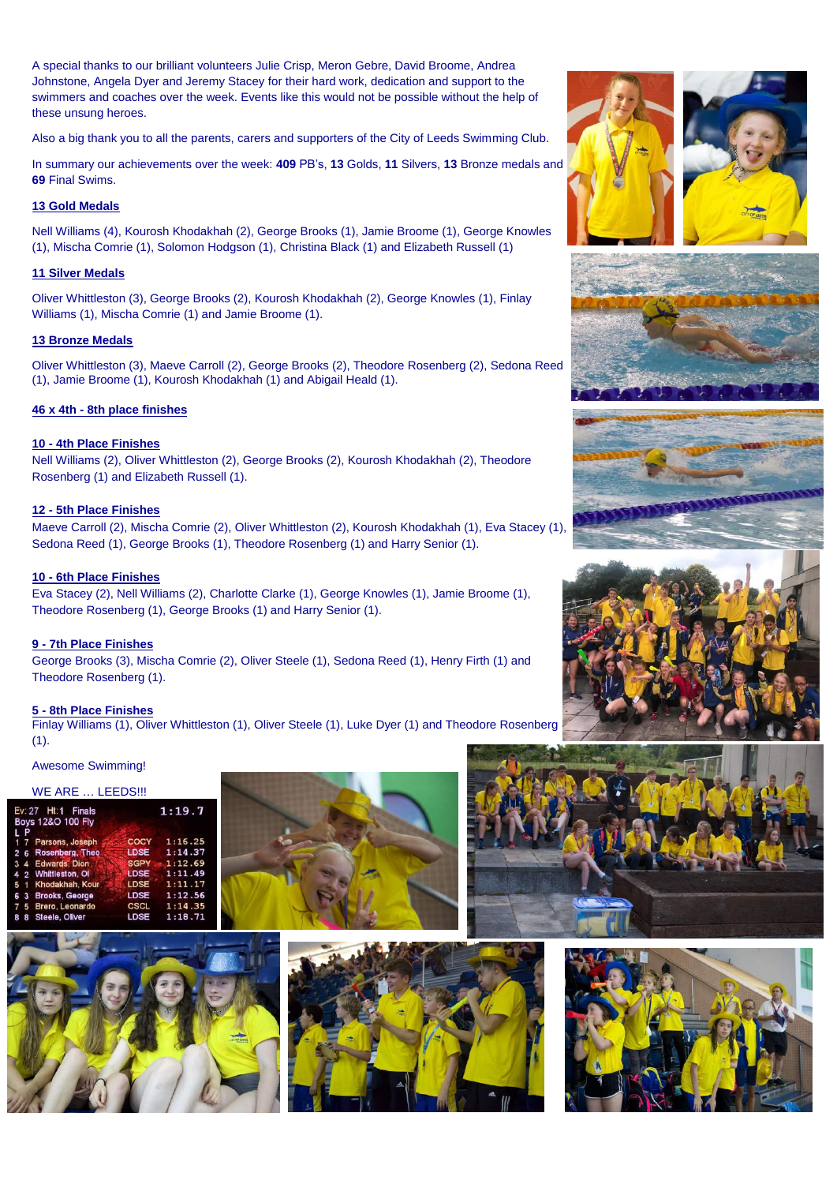A special thanks to our brilliant volunteers Julie Crisp, Meron Gebre, David Broome, Andrea Johnstone, Angela Dyer and Jeremy Stacey for their hard work, dedication and support to the swimmers and coaches over the week. Events like this would not be possible without the help of these unsung heroes.

Also a big thank you to all the parents, carers and supporters of the City of Leeds Swimming Club.

In summary our achievements over the week: **409** PB's, **13** Golds, **11** Silvers, **13** Bronze medals and **69** Final Swims.

## 13 Gold Medals

Nell Williams (4), Kourosh Khodakhah (2), George Brooks (1), Jamie Broome (1), George Knowles (1), Mischa Comrie (1), Solomon Hodgson (1), Christina Black (1) and Elizabeth Russell (1)

## 11 Silver Medals

Oliver Whittleston (3), George Brooks (2), Kourosh Khodakhah (2), George Knowles (1), Finlay Williams (1), Mischa Comrie (1) and Jamie Broome (1).

## 13 Bronze Medals

Oliver Whittleston (3), Maeve Carroll (2), George Brooks (2), Theodore Rosenberg (2), Sedona Reed (1), Jamie Broome (1), Kourosh Khodakhah (1) and Abigail Heald (1).

## 46 x 4th - 8th place finishes

### 10 - 4th Place Finishes

Nell Williams (2), Oliver Whittleston (2), George Brooks (2), Kourosh Khodakhah (2), Theodore Rosenberg (1) and Elizabeth Russell (1).

### 12 - 5th Place Finishes

Maeve Carroll (2), Mischa Comrie (2), Oliver Whittleston (2), Kourosh Khodakhah (1), Eva Stacey (1), Sedona Reed (1), George Brooks (1), Theodore Rosenberg (1) and Harry Senior (1).

### 10 - 6th Place Finishes

Eva Stacey (2), Nell Williams (2), Charlotte Clarke (1), George Knowles (1), Jamie Broome (1), Theodore Rosenberg (1), George Brooks (1) and Harry Senior (1).

### 9 - 7th Place Finishes

George Brooks (3), Mischa Comrie (2), Oliver Steele (1), Sedona Reed (1), Henry Firth (1) and Theodore Rosenberg (1).

### 5 - 8th Place Finishes

Finlay Williams (1), Oliver Whittleston (1), Oliver Steele (1), Luke Dyer (1) and Theodore Rosenberg (1).

Awesome Swimming!

WE ARE … LEEDS!!!